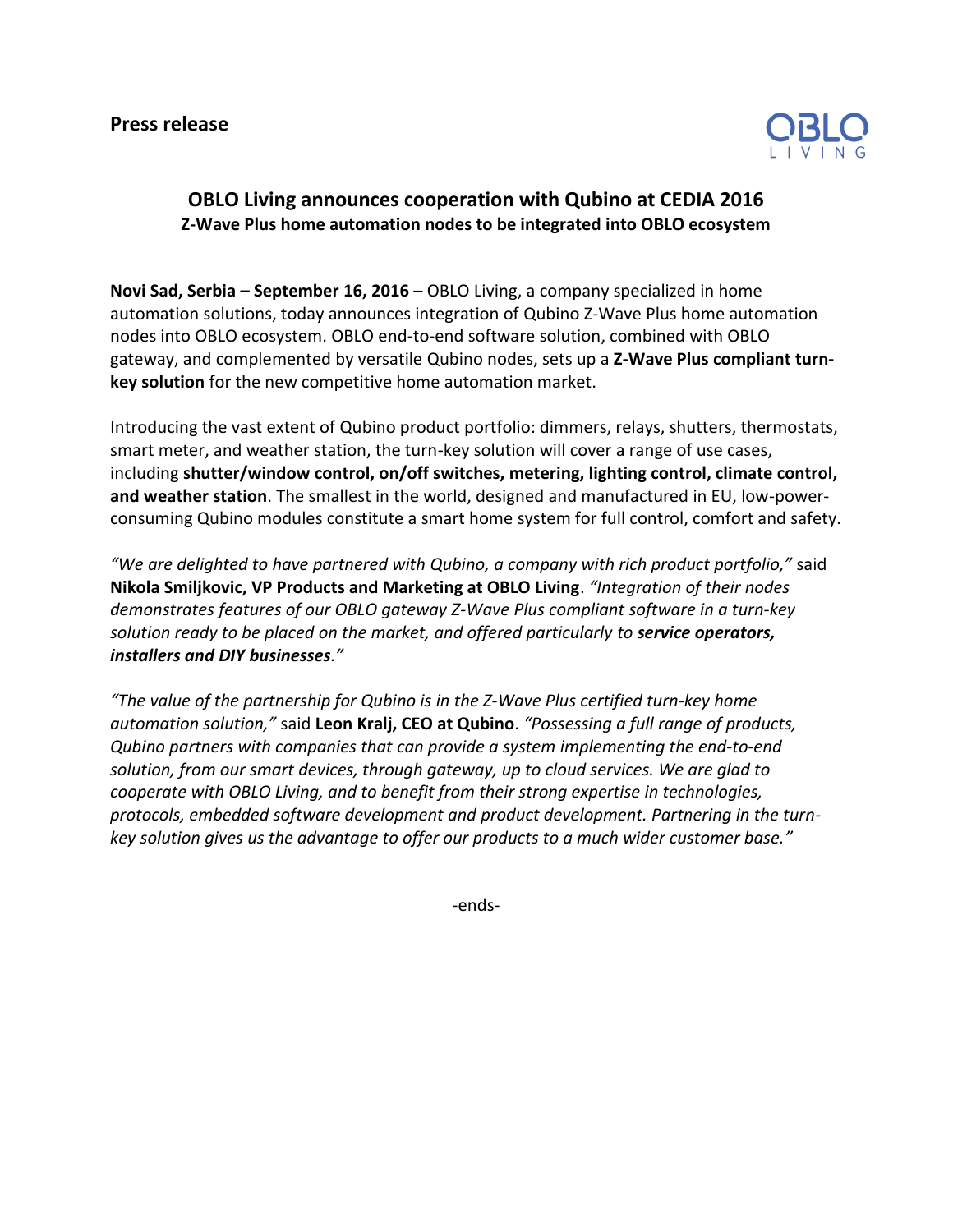**Press release**

OBLO LIVING

## OBLO Living announces cooperation with Qubino at CEDIA 2016

### Z-Wave Plus home automation nodes to be integrated into OBLO ecosystem

**Novi Sad, Serbia – September 16, 2016** – OBLO Living, a company specialized in home automation solutions, today announces integration of Qubino Z-Wave Plus home automation nodes into OBLO ecosystem. OBLO end-to-end software solution, combined with OBLO gateway, and complemented by versatile Qubino nodes, sets up a **Z-Wave Plus compliant turn-key solution** for the new competitive home automation market.

Introducing the vast extent of Qubino product portfolio: dimmers, relays, shutters, thermostats, smart meter, and weather station, the turn-key solution will cover a range of use cases, including **shutter/window control, on/off switches, metering, lighting control, climate control, and weather station**. The smallest in the world, designed and manufactured in EU, low-power-consuming Qubino modules constitute a smart home system for full control, comfort and safety.

*"We are delighted to have partnered with Qubino, a company with rich product portfolio,"* said **Nikola Smiljkovic, VP Products and Marketing at OBLO Living**. *"Integration of their nodes demonstrates features of our OBLO gateway Z-Wave Plus compliant software in a turn-key solution ready to be placed on the market, and offered particularly to **service operators, installers and DIY businesses**."*

*"The value of the partnership for Qubino is in the Z-Wave Plus certified turn-key home automation solution,"* said **Leon Kralj, CEO at Qubino**. *"Possessing a full range of products, Qubino partners with companies that can provide a system implementing the end-to-end solution, from our smart devices, through gateway, up to cloud services. We are glad to cooperate with OBLO Living, and to benefit from their strong expertise in technologies, protocols, embedded software development and product development. Partnering in the turn-key solution gives us the advantage to offer our products to a much wider customer base."*

-ends-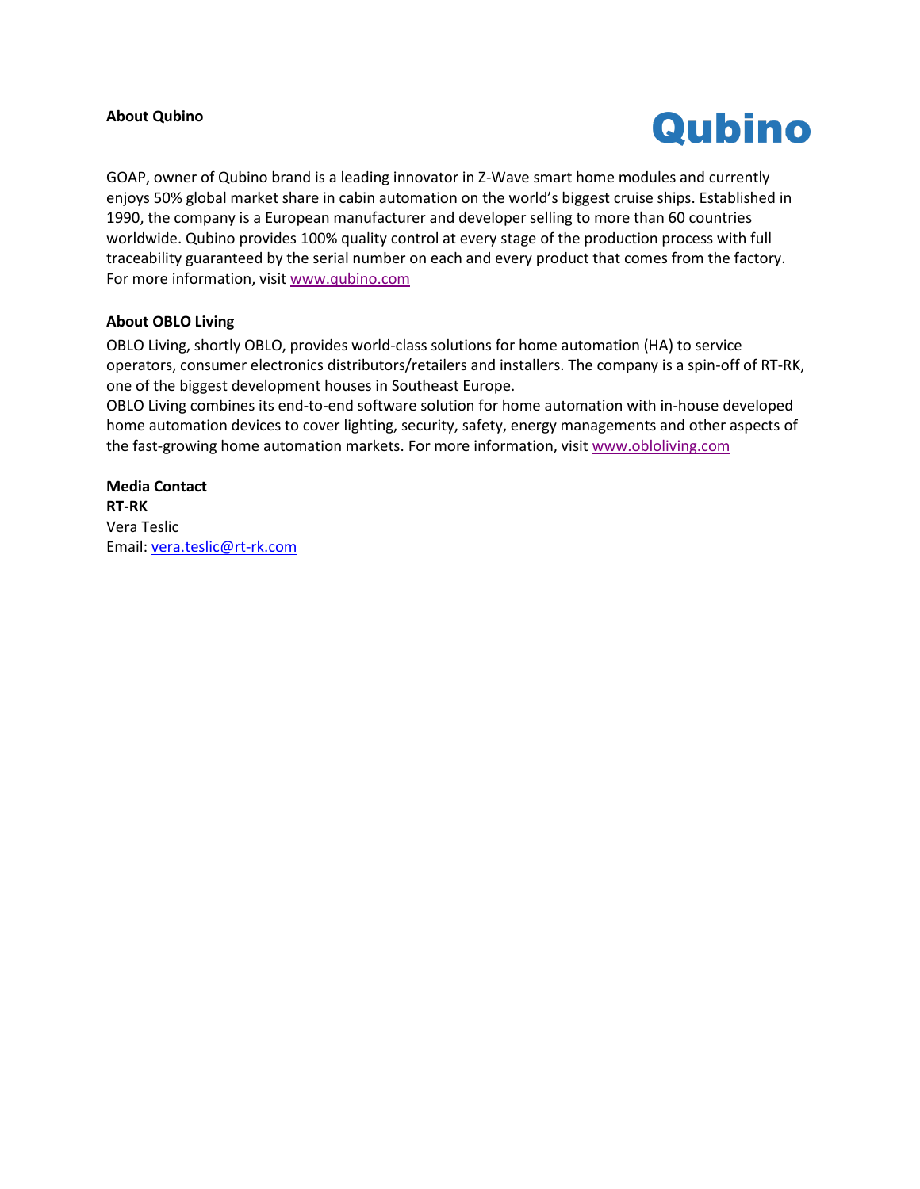**About Qubino**

Qubino

GOAP, owner of Qubino brand is a leading innovator in Z-Wave smart home modules and currently enjoys 50% global market share in cabin automation on the world's biggest cruise ships. Established in 1990, the company is a European manufacturer and developer selling to more than 60 countries worldwide. Qubino provides 100% quality control at every stage of the production process with full traceability guaranteed by the serial number on each and every product that comes from the factory. For more information, visit www.qubino.com

**About OBLO Living**

OBLO Living, shortly OBLO, provides world-class solutions for home automation (HA) to service operators, consumer electronics distributors/retailers and installers. The company is a spin-off of RT-RK, one of the biggest development houses in Southeast Europe.

OBLO Living combines its end-to-end software solution for home automation with in-house developed home automation devices to cover lighting, security, safety, energy managements and other aspects of the fast-growing home automation markets. For more information, visit www.obloliving.com

**Media Contact**
**RT-RK**
Vera Teslic
Email: vera.teslic@rt-rk.com